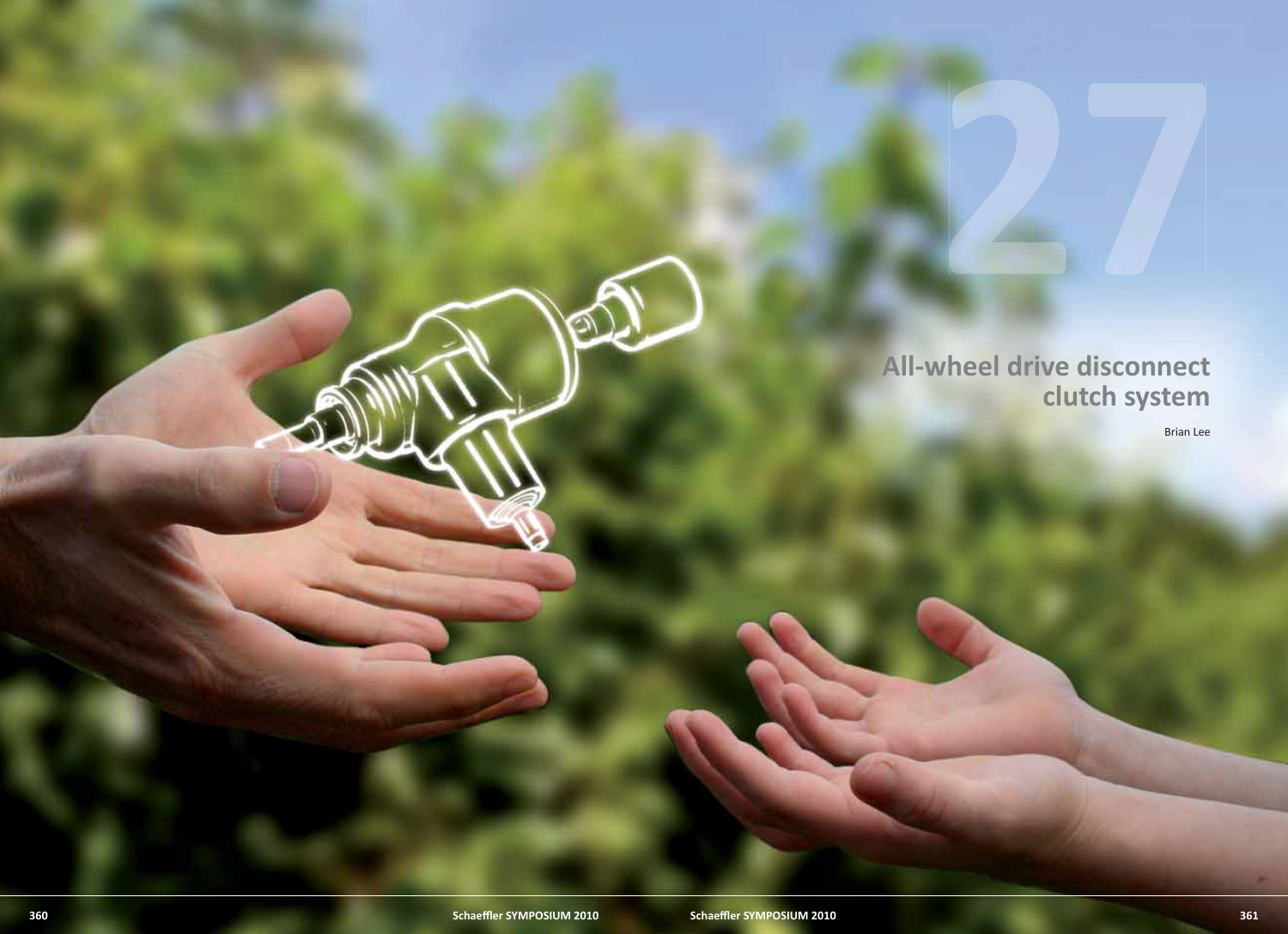# 27

## All-wheel drive disconnect clutch system

Brian Lee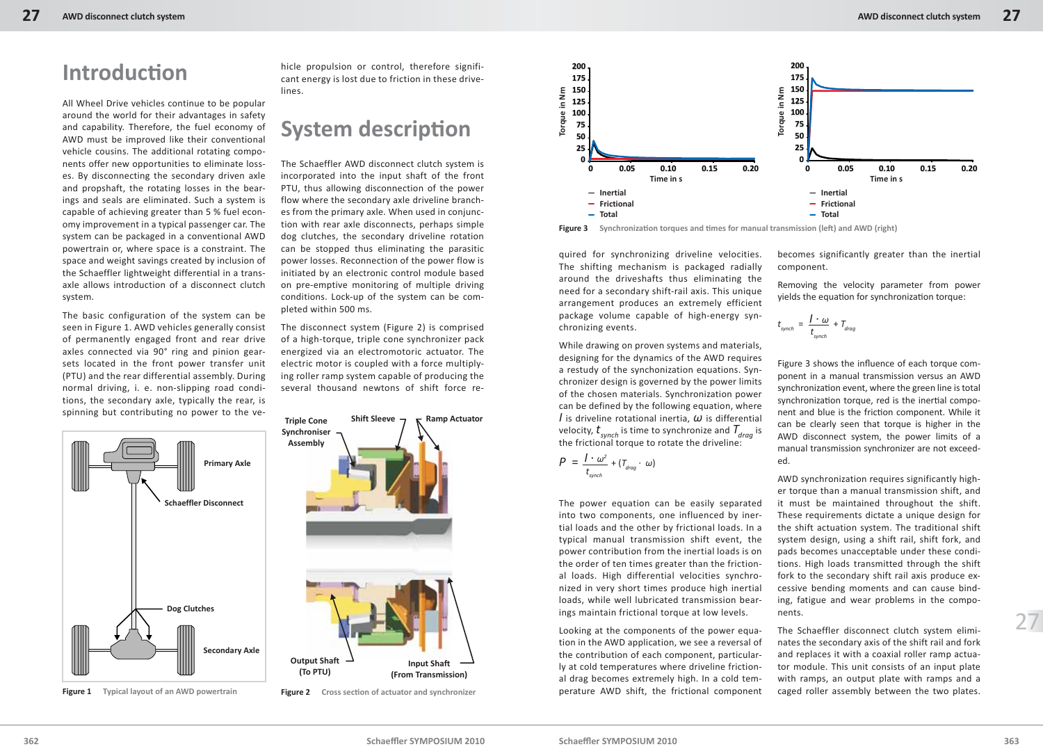# Introduction

All Wheel Drive vehicles continue to be popular around the world for their advantages in safety and capability. Therefore, the fuel economy of AWD must be improved like their conventional vehicle cousins. The additional rotating components offer new opportunities to eliminate losses. By disconnecting the secondary driven axle and propshaft, the rotating losses in the bearings and seals are eliminated. Such a system is capable of achieving greater than 5 % fuel economy improvement in a typical passenger car. The system can be packaged in a conventional AWD powertrain or, where space is a constraint. The space and weight savings created by inclusion of the Schaeffler lightweight differential in a transaxle allows introduction of a disconnect clutch system.

The basic configuration of the system can be seen in Figure 1. AWD vehicles generally consist of permanently engaged front and rear drive axles connected via 90° ring and pinion gearsets located in the front power transfer unit (PTU) and the rear differential assembly. During normal driving, i. e. non-slipping road conditions, the secondary axle, typically the rear, is spinning but contributing no power to the vehicle propulsion or control, therefore significant energy is lost due to friction in these drivelines.

Primary Axle

Schaeffler Disconnect

Dog Clutches

Secondary Axle

**Figure 1** Typical layout of an AWD powertrain

# System description

The Schaeffler AWD disconnect clutch system is incorporated into the input shaft of the front PTU, thus allowing disconnection of the power flow where the secondary axle driveline branches from the primary axle. When used in conjunction with rear axle disconnects, perhaps simple dog clutches, the secondary driveline rotation can be stopped thus eliminating the parasitic power losses. Reconnection of the power flow is initiated by an electronic control module based on pre-emptive monitoring of multiple driving conditions. Lock-up of the system can be completed within 500 ms.

The disconnect system (Figure 2) is comprised of a high-torque, triple cone synchronizer pack energized via an electromotoric actuator. The electric motor is coupled with a force multiplying roller ramp system capable of producing the several thousand newtons of shift force required for synchronizing driveline velocities. The shifting mechanism is packaged radially around the driveshafts thus eliminating the need for a secondary shift-rail axis. This unique arrangement produces an extremely efficient package volume capable of high-energy synchronizing events.

Triple Cone Synchronizer Assembly

Shift Sleeve

Ramp Actuator

Output Shaft (To PTU)

Input Shaft (From Transmission)

**Figure 2** Cross section of actuator and synchronizer

While drawing on proven systems and materials, designing for the dynamics of the AWD requires a restudy of the synchronization equations. Synchronizer design is governed by the power limits of the chosen materials. Synchronization power can be defined by the following equation, where $I$ is driveline rotational inertia, $\omega$ is differential velocity, $t_{synch}$ is time to synchronize and $T_{drag}$ is the frictional torque to rotate the driveline:

$$P = \frac{I \cdot \omega^2}{t_{synch}} + (T_{drag} \cdot \omega)$$

The power equation can be easily separated into two components, one influenced by inertial loads and the other by frictional loads. In a typical manual transmission shift event, the power contribution from the inertial loads is on the order of ten times greater than the frictional loads. High differential velocities synchronized in very short times produce high inertial loads, while well lubricated transmission bearings maintain frictional torque at low levels.

Looking at the components of the power equation in the AWD application, we see a reversal of the contribution of each component, particularly at cold temperatures where driveline frictional drag becomes extremely high. In a cold temperature AWD shift, the frictional component becomes significantly greater than the inertial component.

Removing the velocity parameter from power yields the equation for synchronization torque:

$$t_{synch} = \frac{I \cdot \omega}{t_{synch}} + T_{drag}$$

**Figure 3** Synchronization torques and times for manual transmission (left) and AWD (right)

Figure 3 shows the influence of each torque component in a manual transmission versus an AWD synchronization event, where the green line is total synchronization torque, red is the inertial component and blue is the friction component. While it can be clearly seen that torque is higher in the AWD disconnect system, the power limits of a manual transmission synchronizer are not exceeded.

AWD synchronization requires significantly higher torque than a manual transmission shift, and it must be maintained throughout the shift. These requirements dictate a unique design for the shift actuation system. The traditional shift system design, using a shift rail, shift fork, and pads becomes unacceptable under these conditions. High loads transmitted through the shift fork to the secondary shift rail axis produce excessive bending moments and can cause binding, fatigue and wear problems in the components.

The Schaeffler disconnect clutch system eliminates the secondary axis of the shift rail and fork and replaces it with a coaxial roller ramp actuator module. This unit consists of an input plate with ramps, an output plate with ramps and a caged roller assembly between the two plates.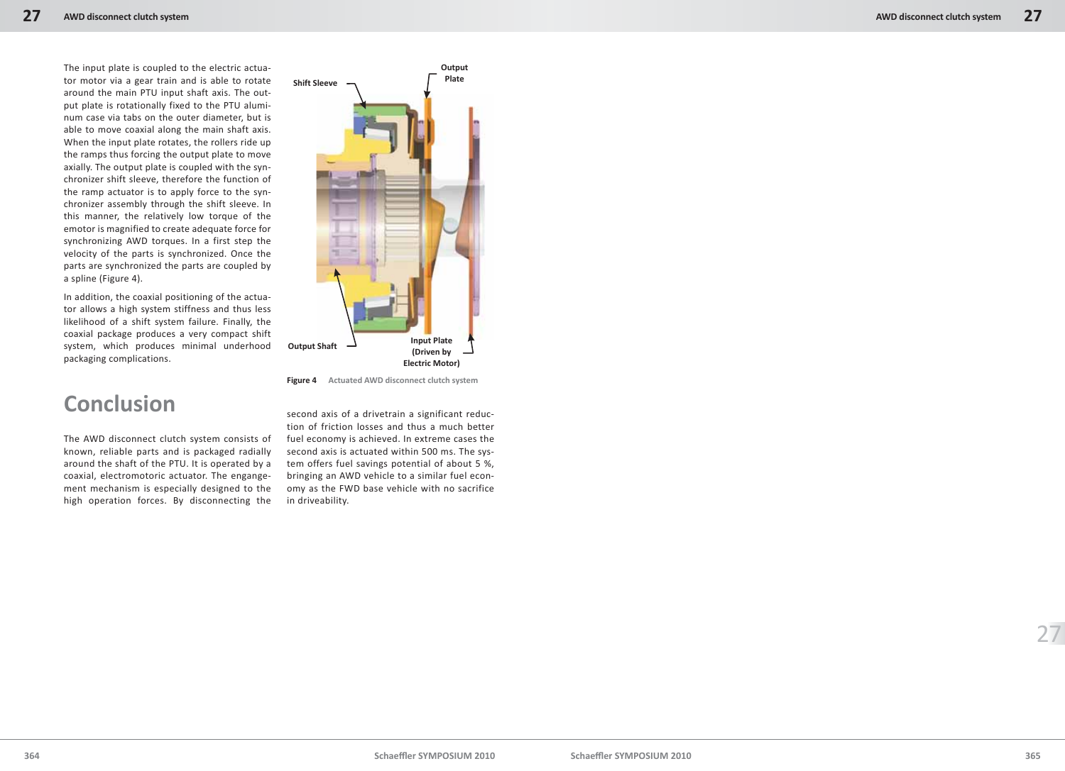The input plate is coupled to the electric actuator motor via a gear train and is able to rotate around the main PTU input shaft axis. The output plate is rotationally fixed to the PTU aluminum case via tabs on the outer diameter, but is able to move coaxial along the main shaft axis. When the input plate rotates, the rollers ride up the ramps thus forcing the output plate to move axially. The output plate is coupled with the synchronizer shift sleeve, therefore the function of the ramp actuator is to apply force to the synchronizer assembly through the shift sleeve. In this manner, the relatively low torque of the emotor is magnified to create adequate force for synchronizing AWD torques. In a first step the velocity of the parts is synchronized. Once the parts are synchronized the parts are coupled by a spline (Figure 4).

In addition, the coaxial positioning of the actuator allows a high system stiffness and thus less likelihood of a shift system failure. Finally, the coaxial package produces a very compact shift system, which produces minimal underhood packaging complications.

Shift Sleeve

Output Plate

Output Shaft

Input Plate (Driven by Electric Motor)

**Figure 4** Actuated AWD disconnect clutch system

## Conclusion

The AWD disconnect clutch system consists of known, reliable parts and is packaged radially around the shaft of the PTU. It is operated by a coaxial, electromotoric actuator. The engangement mechanism is especially designed to the high operation forces. By disconnecting the second axis of a drivetrain a significant reduction of friction losses and thus a much better fuel economy is achieved. In extreme cases the second axis is actuated within 500 ms. The system offers fuel savings potential of about 5 %, bringing an AWD vehicle to a similar fuel economy as the FWD base vehicle with no sacrifice in driveability.